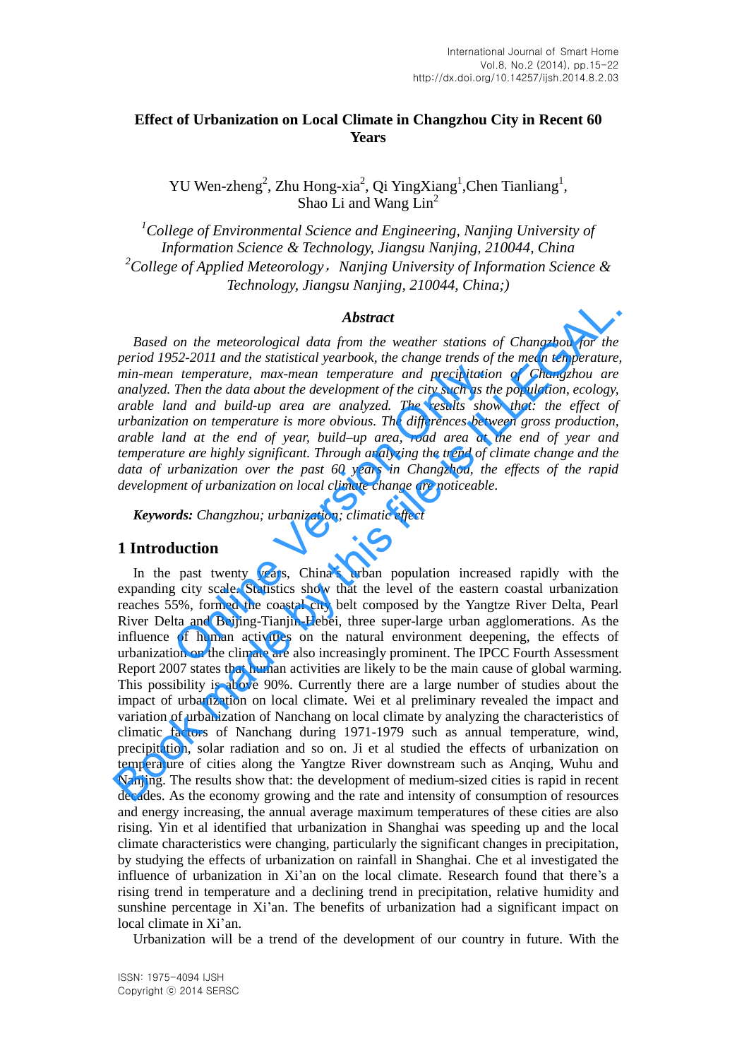# Effect of Urbanization on Local Climate in Changzhou City in Recent 60 Years

YU Wen-zheng[2], Zhu Hong-xia[2], Qi YingXiang[1],Chen Tianliang[1], Shao Li and Wang Lin[2]

[1]*College of Environmental Science and Engineering, Nanjing University of Information Science & Technology, Jiangsu Nanjing, 210044, China*
[2]*College of Applied Meteorology，Nanjing University of Information Science & Technology, Jiangsu Nanjing, 210044, China;)*

## Abstract

*Based on the meteorological data from the weather stations of Changzhou for the period 1952-2011 and the statistical yearbook, the change trends of the mean temperature, min-mean temperature, max-mean temperature and precipitation of Changzhou are analyzed. Then the data about the development of the city such as the population, ecology, arable land and build-up area are analyzed. The results show that: the effect of urbanization on temperature is more obvious. The differences between gross production, arable land at the end of year, build–up area, road area at the end of year and temperature are highly significant. Through analyzing the trend of climate change and the data of urbanization over the past 60 years in Changzhou, the effects of the rapid development of urbanization on local climate change are noticeable.*

***Keywords:*** *Changzhou; urbanization; climatic effect*

## 1 Introduction

In the past twenty years, China's urban population increased rapidly with the expanding city scale. Statistics show that the level of the eastern coastal urbanization reaches 55%, formed the coastal city belt composed by the Yangtze River Delta, Pearl River Delta and Beijing-Tianjin-Hebei, three super-large urban agglomerations. As the influence of human activities on the natural environment deepening, the effects of urbanization on the climate are also increasingly prominent. The IPCC Fourth Assessment Report 2007 states that human activities are likely to be the main cause of global warming. This possibility is above 90%. Currently there are a large number of studies about the impact of urbanization on local climate. Wei et al preliminary revealed the impact and variation of urbanization of Nanchang on local climate by analyzing the characteristics of climatic factors of Nanchang during 1971-1979 such as annual temperature, wind, precipitation, solar radiation and so on. Ji et al studied the effects of urbanization on temperature of cities along the Yangtze River downstream such as Anqing, Wuhu and Nanjing. The results show that: the development of medium-sized cities is rapid in recent decades. As the economy growing and the rate and intensity of consumption of resources and energy increasing, the annual average maximum temperatures of these cities are also rising. Yin et al identified that urbanization in Shanghai was speeding up and the local climate characteristics were changing, particularly the significant changes in precipitation, by studying the effects of urbanization on rainfall in Shanghai. Che et al investigated the influence of urbanization in Xi'an on the local climate. Research found that there's a rising trend in temperature and a declining trend in precipitation, relative humidity and sunshine percentage in Xi'an. The benefits of urbanization had a significant impact on local climate in Xi'an.

Urbanization will be a trend of the development of our country in future. With the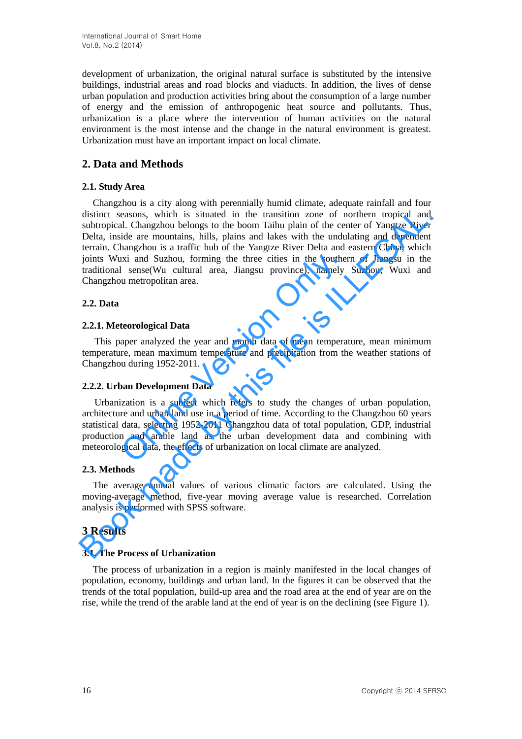development of urbanization, the original natural surface is substituted by the intensive buildings, industrial areas and road blocks and viaducts. In addition, the lives of dense urban population and production activities bring about the consumption of a large number of energy and the emission of anthropogenic heat source and pollutants. Thus, urbanization is a place where the intervention of human activities on the natural environment is the most intense and the change in the natural environment is greatest. Urbanization must have an important impact on local climate.

## 2. Data and Methods

### 2.1. Study Area

Changzhou is a city along with perennially humid climate, adequate rainfall and four distinct seasons, which is situated in the transition zone of northern tropical and subtropical. Changzhou belongs to the boom Taihu plain of the center of Yangtze River Delta, inside are mountains, hills, plains and lakes with the undulating and dependent terrain. Changzhou is a traffic hub of the Yangtze River Delta and eastern China, which joints Wuxi and Suzhou, forming the three cities in the southern of Jiangsu in the traditional sense(Wu cultural area, Jiangsu province), namely Suzhou, Wuxi and Changzhou metropolitan area.

### 2.2. Data

#### 2.2.1. Meteorological Data

This paper analyzed the year and month data of mean temperature, mean minimum temperature, mean maximum temperature and precipitation from the weather stations of Changzhou during 1952-2011.

#### 2.2.2. Urban Development Data

Urbanization is a subject which refers to study the changes of urban population, architecture and urban land use in a period of time. According to the Changzhou 60 years statistical data, selecting 1952-2011 Changzhou data of total population, GDP, industrial production and arable land as the urban development data and combining with meteorological data, the effects of urbanization on local climate are analyzed.

### 2.3. Methods

The average annual values of various climatic factors are calculated. Using the moving-average method, five-year moving average value is researched. Correlation analysis is performed with SPSS software.

## 3 Results

### 3.1. The Process of Urbanization

The process of urbanization in a region is mainly manifested in the local changes of population, economy, buildings and urban land. In the figures it can be observed that the trends of the total population, build-up area and the road area at the end of year are on the rise, while the trend of the arable land at the end of year is on the declining (see Figure 1).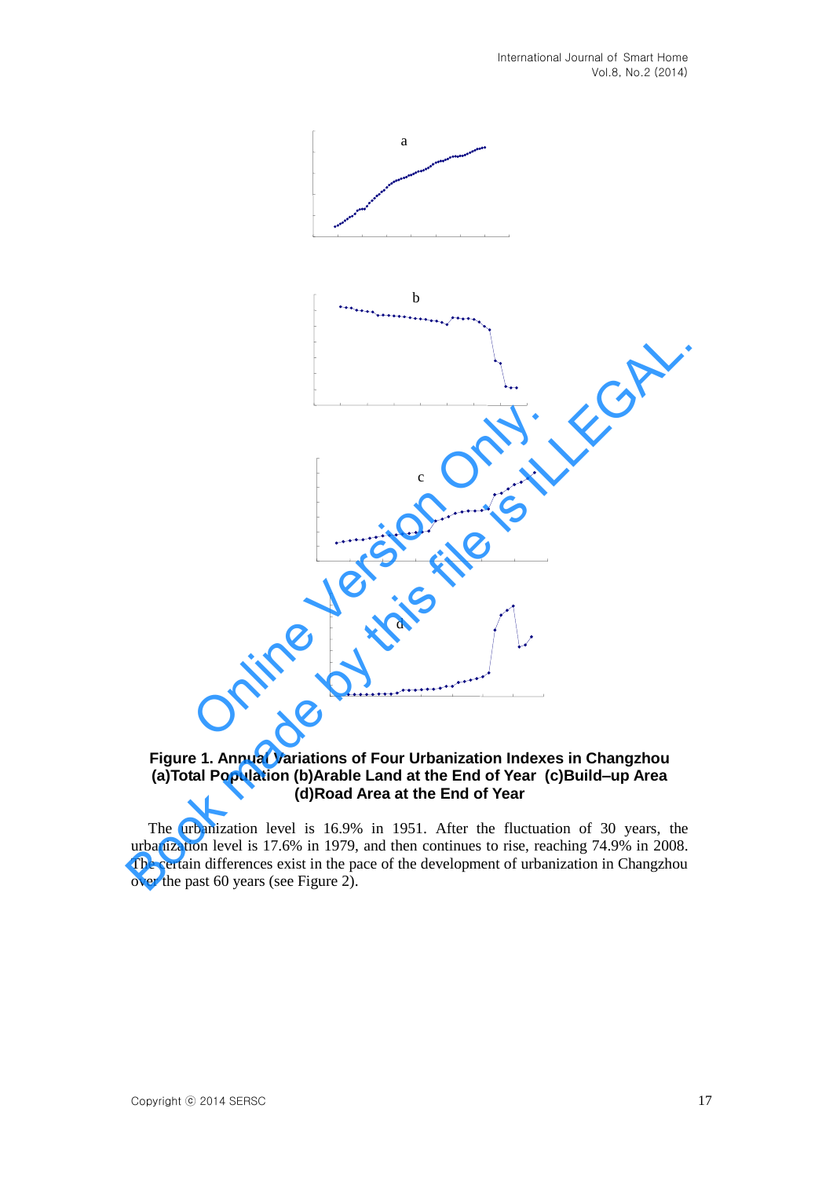**Figure 1. Annual Variations of Four Urbanization Indexes in Changzhou (a)Total Population (b)Arable Land at the End of Year (c)Build–up Area (d)Road Area at the End of Year**

The urbanization level is 16.9% in 1951. After the fluctuation of 30 years, the urbanization level is 17.6% in 1979, and then continues to rise, reaching 74.9% in 2008. The certain differences exist in the pace of the development of urbanization in Changzhou over the past 60 years (see Figure 2).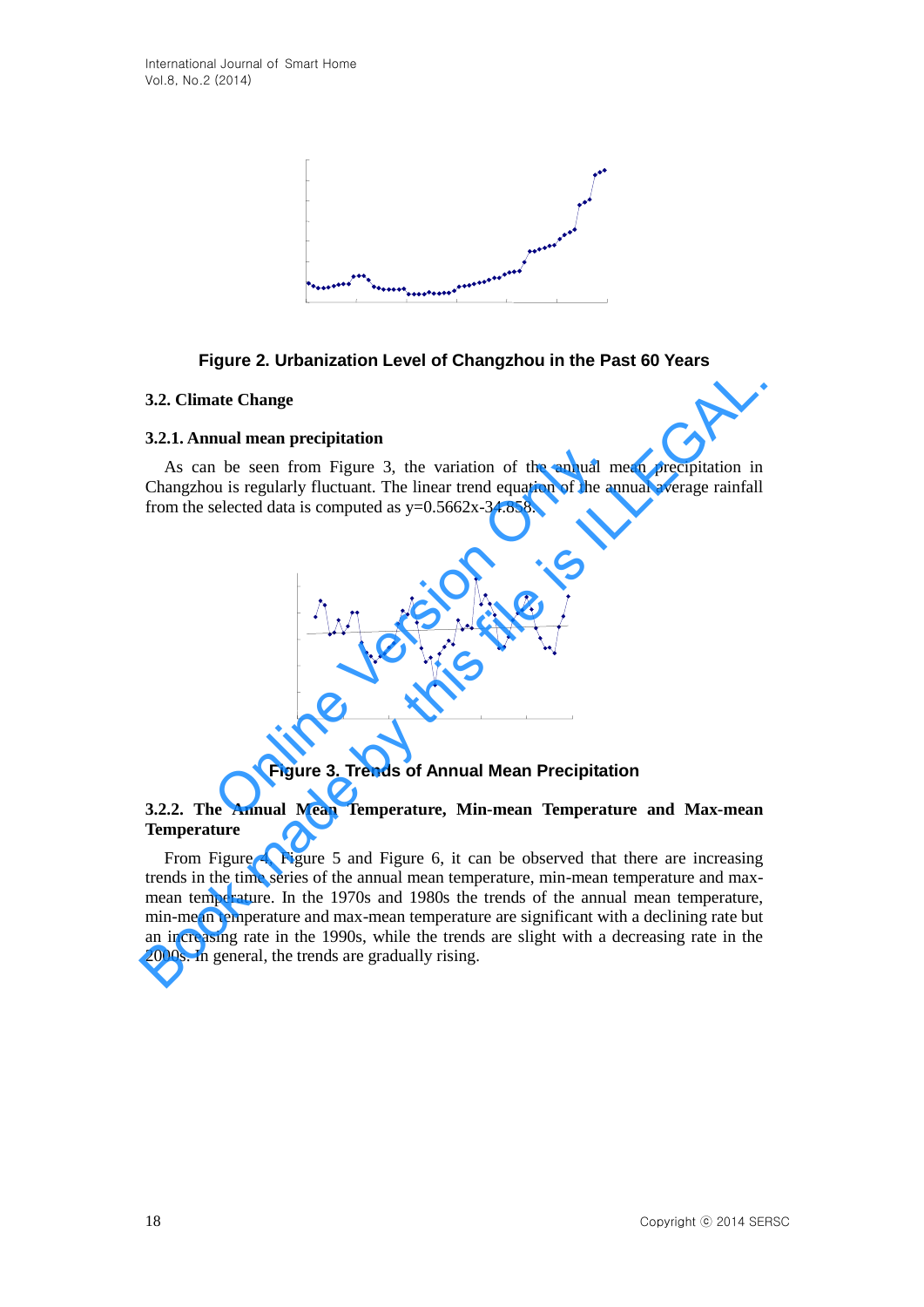Figure 2. Urbanization Level of Changzhou in the Past 60 Years

### 3.2. Climate Change

#### 3.2.1. Annual mean precipitation

As can be seen from Figure 3, the variation of the annual mean precipitation in Changzhou is regularly fluctuant. The linear trend equation of the annual average rainfall from the selected data is computed as y=0.5662x-34.858.

Figure 3. Trends of Annual Mean Precipitation

#### 3.2.2. The Annual Mean Temperature, Min-mean Temperature and Max-mean Temperature

From Figure 4, Figure 5 and Figure 6, it can be observed that there are increasing trends in the time series of the annual mean temperature, min-mean temperature and max-mean temperature. In the 1970s and 1980s the trends of the annual mean temperature, min-mean temperature and max-mean temperature are significant with a declining rate but an increasing rate in the 1990s, while the trends are slight with a decreasing rate in the 2000s. In general, the trends are gradually rising.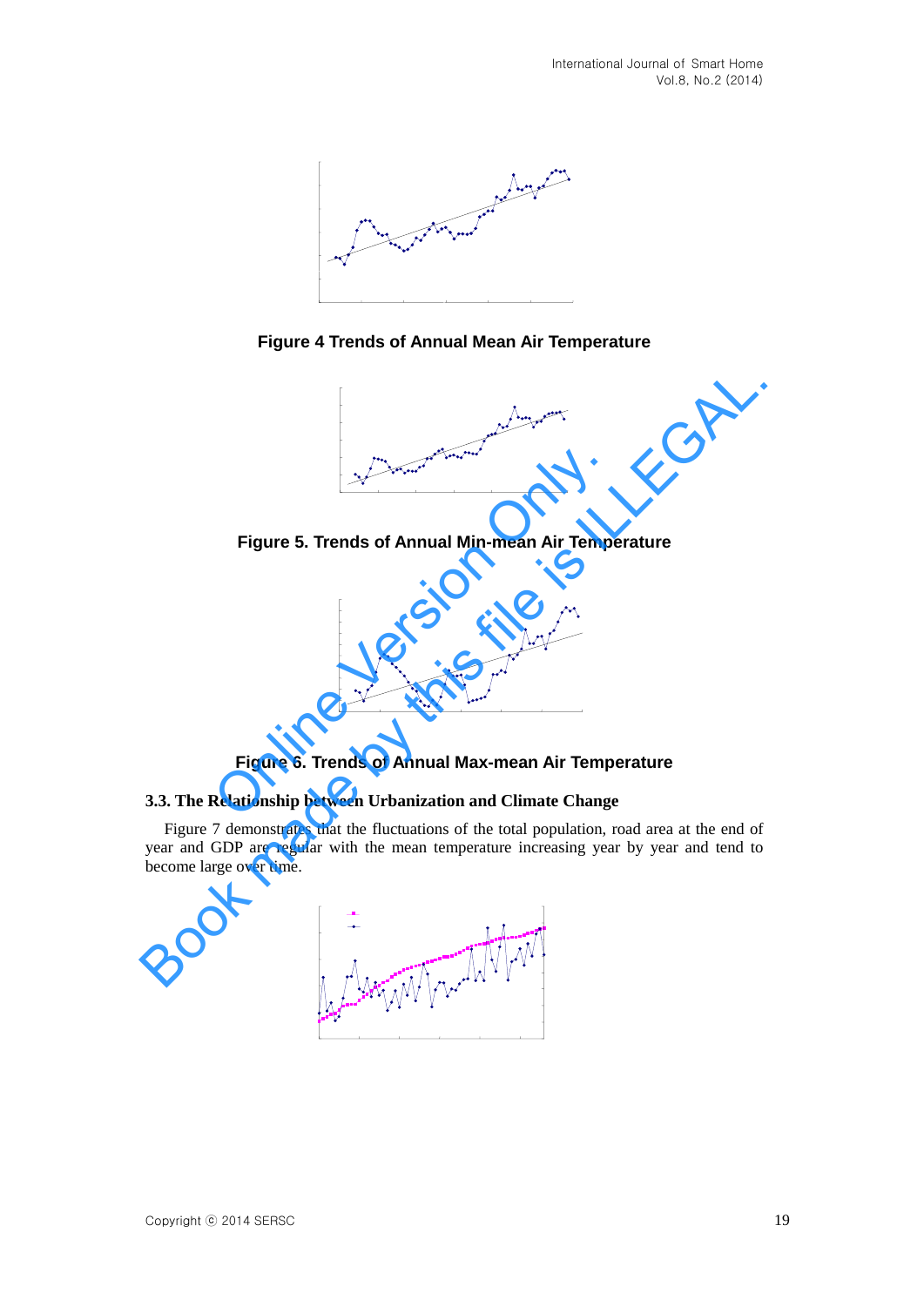Figure 4 Trends of Annual Mean Air Temperature

Figure 5. Trends of Annual Min-mean Air Temperature

Figure 6. Trends of Annual Max-mean Air Temperature

### 3.3. The Relationship between Urbanization and Climate Change

Figure 7 demonstrates that the fluctuations of the total population, road area at the end of year and GDP are regular with the mean temperature increasing year by year and tend to become large over time.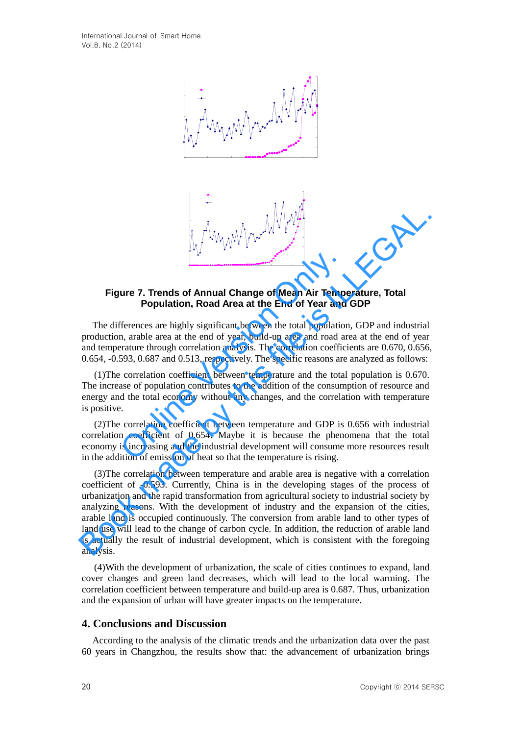**Figure 7. Trends of Annual Change of Mean Air Temperature, Total Population, Road Area at the End of Year and GDP**

The differences are highly significant between the total population, GDP and industrial production, arable area at the end of year, build-up area and road area at the end of year and temperature through correlation analysis. The correlation coefficients are 0.670, 0.656, 0.654, -0.593, 0.687 and 0.513, respectively. The specific reasons are analyzed as follows:

(1)The correlation coefficient between temperature and the total population is 0.670. The increase of population contributes to the addition of the consumption of resource and energy and the total economy without any changes, and the correlation with temperature is positive.

(2)The correlation coefficient between temperature and GDP is 0.656 with industrial correlation coefficient of 0.654. Maybe it is because the phenomena that the total economy is increasing and the industrial development will consume more resources result in the addition of emission of heat so that the temperature is rising.

(3)The correlation between temperature and arable area is negative with a correlation coefficient of -0.593. Currently, China is in the developing stages of the process of urbanization and the rapid transformation from agricultural society to industrial society by analyzing reasons. With the development of industry and the expansion of the cities, arable land is occupied continuously. The conversion from arable land to other types of land use will lead to the change of carbon cycle. In addition, the reduction of arable land is actually the result of industrial development, which is consistent with the foregoing analysis.

(4)With the development of urbanization, the scale of cities continues to expand, land cover changes and green land decreases, which will lead to the local warming. The correlation coefficient between temperature and build-up area is 0.687. Thus, urbanization and the expansion of urban will have greater impacts on the temperature.

## 4. Conclusions and Discussion

According to the analysis of the climatic trends and the urbanization data over the past 60 years in Changzhou, the results show that: the advancement of urbanization brings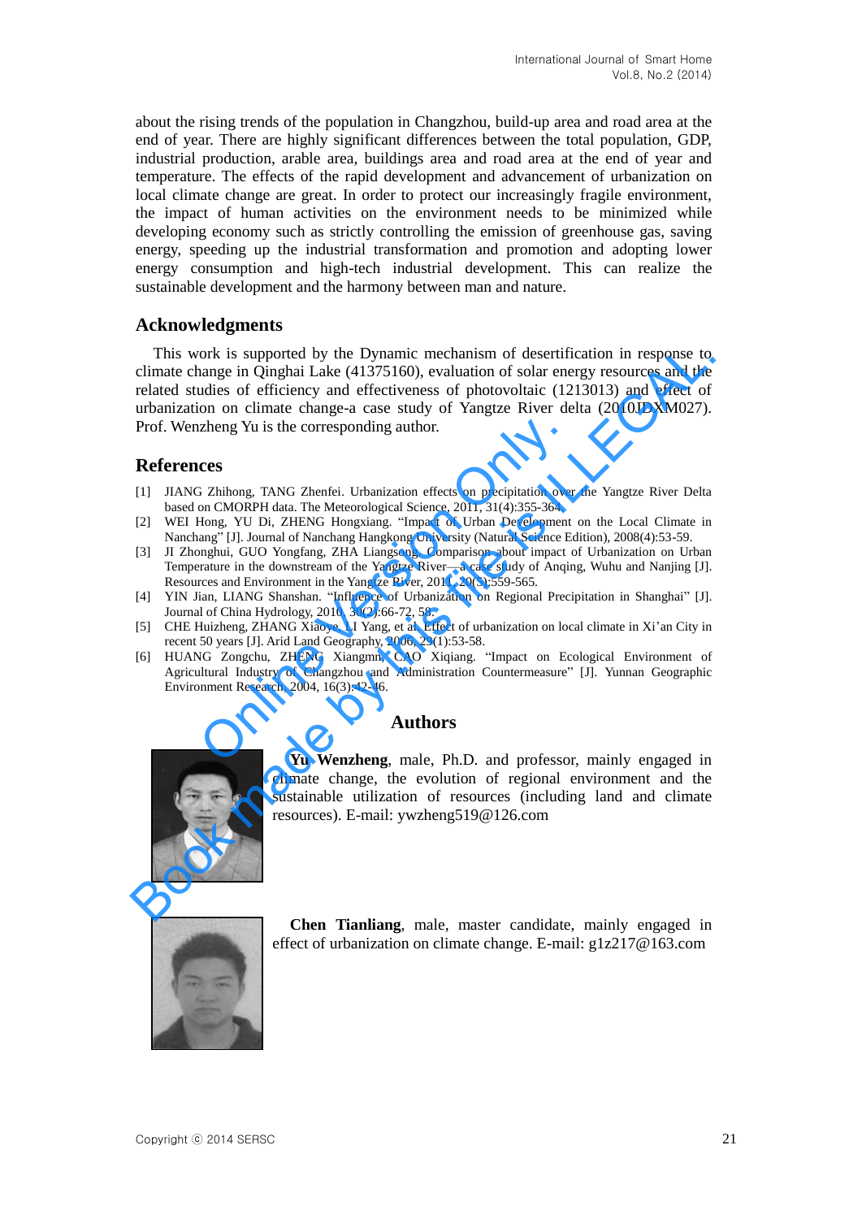about the rising trends of the population in Changzhou, build-up area and road area at the end of year. There are highly significant differences between the total population, GDP, industrial production, arable area, buildings area and road area at the end of year and temperature. The effects of the rapid development and advancement of urbanization on local climate change are great. In order to protect our increasingly fragile environment, the impact of human activities on the environment needs to be minimized while developing economy such as strictly controlling the emission of greenhouse gas, saving energy, speeding up the industrial transformation and promotion and adopting lower energy consumption and high-tech industrial development. This can realize the sustainable development and the harmony between man and nature.

## Acknowledgments

This work is supported by the Dynamic mechanism of desertification in response to climate change in Qinghai Lake (41375160), evaluation of solar energy resources and the related studies of efficiency and effectiveness of photovoltaic (1213013) and effect of urbanization on climate change-a case study of Yangtze River delta (2010JDXM027). Prof. Wenzheng Yu is the corresponding author.

## References

[1] JIANG Zhihong, TANG Zhenfei. Urbanization effects on precipitation over the Yangtze River Delta based on CMORPH data. The Meteorological Science, 2011, 31(4):355-364.

[2] WEI Hong, YU Di, ZHENG Hongxiang. "Impact of Urban Development on the Local Climate in Nanchang" [J]. Journal of Nanchang Hangkong University (Natural Science Edition), 2008(4):53-59.

[3] JI Zhonghui, GUO Yongfang, ZHA Liangsong. Comparison about impact of Urbanization on Urban Temperature in the downstream of the Yangtze River—a case study of Anqing, Wuhu and Nanjing [J]. Resources and Environment in the Yangtze River, 2011, 20(5):559-565.

[4] YIN Jian, LIANG Shanshan. "Influence of Urbanization on Regional Precipitation in Shanghai" [J]. Journal of China Hydrology, 2010, 30(2):66-72, 58.

[5] CHE Huizheng, ZHANG Xiaoye, LI Yang, et al. Effect of urbanization on local climate in Xi'an City in recent 50 years [J]. Arid Land Geography, 2006, 29(1):53-58.

[6] HUANG Zongchu, ZHENG Xiangmin, CAO Xiqiang. "Impact on Ecological Environment of Agricultural Industry of Changzhou and Administration Countermeasure" [J]. Yunnan Geographic Environment Research, 2004, 16(3):42-46.

## Authors

**Yu Wenzheng**, male, Ph.D. and professor, mainly engaged in climate change, the evolution of regional environment and the sustainable utilization of resources (including land and climate resources). E-mail: ywzheng519@126.com

**Chen Tianliang**, male, master candidate, mainly engaged in effect of urbanization on climate change. E-mail: g1z217@163.com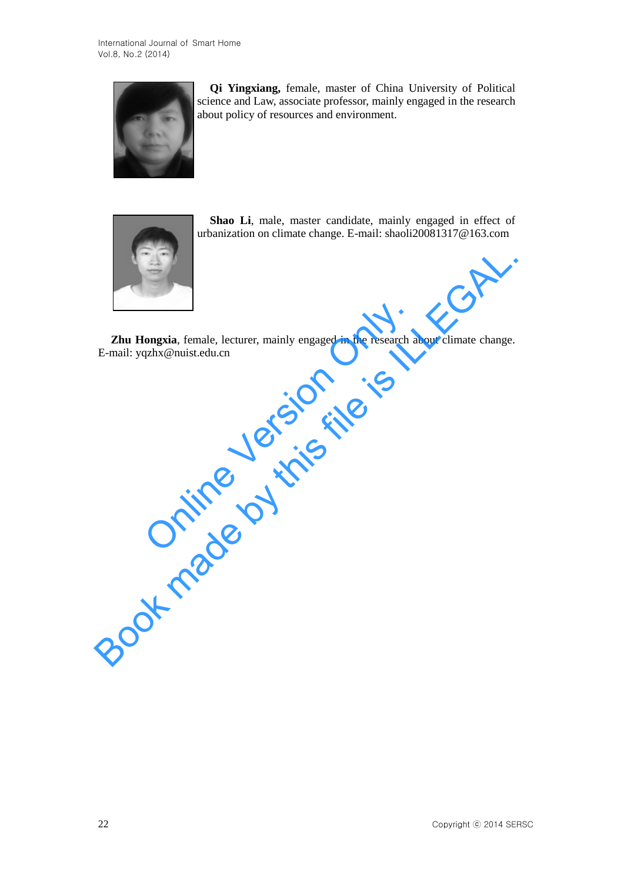**Qi Yingxiang,** female, master of China University of Political science and Law, associate professor, mainly engaged in the research about policy of resources and environment.

**Shao Li**, male, master candidate, mainly engaged in effect of urbanization on climate change. E-mail: shaoli20081317@163.com

**Zhu Hongxia**, female, lecturer, mainly engaged in the research about climate change. E-mail: yqzhx@nuist.edu.cn